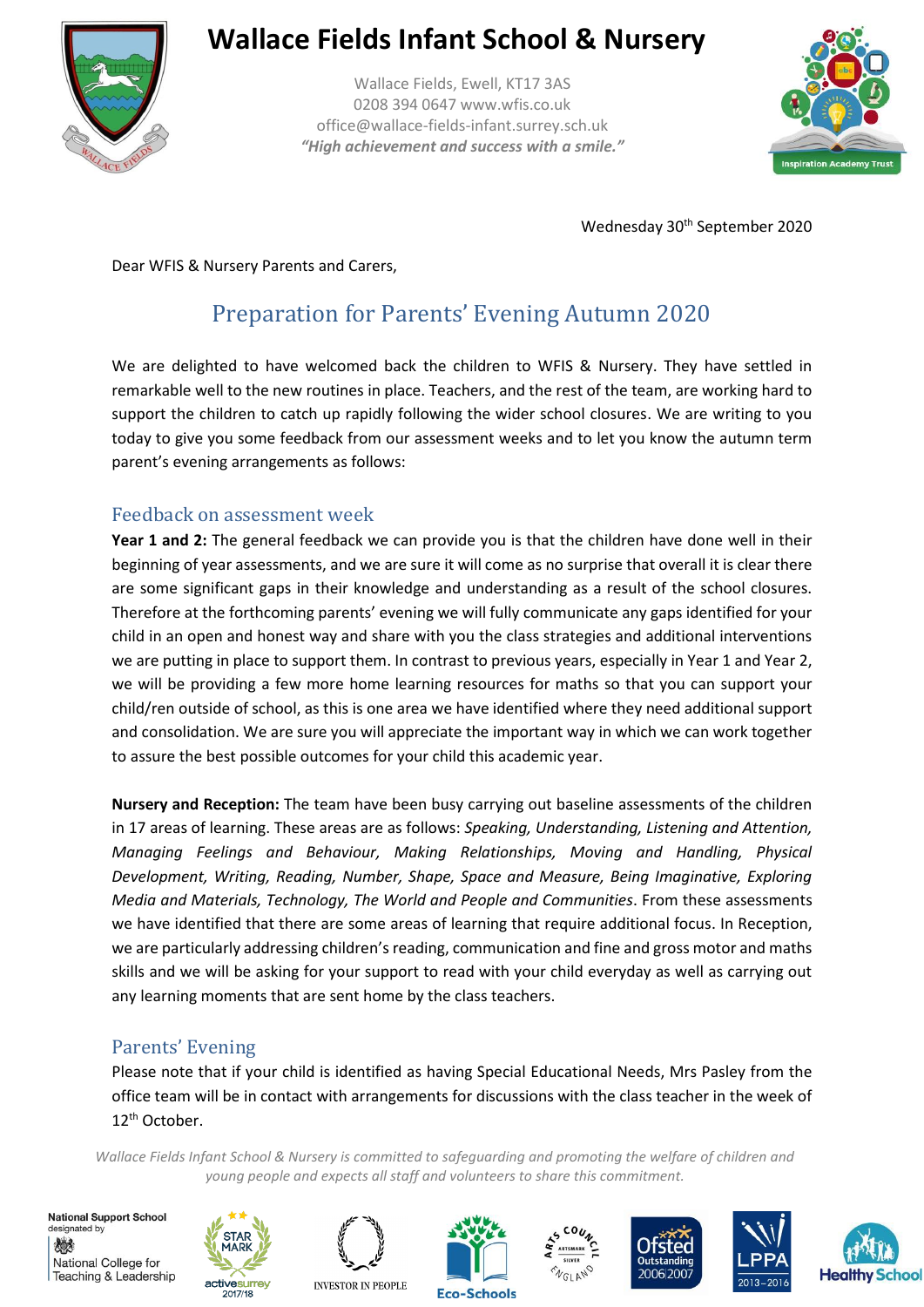# Wallace Fields Infant School & Nursery

Wallace Fields, Ewell, KT17 3AS
0208 394 0647 www.wfis.co.uk
office@wallace-fields-infant.surrey.sch.uk
*"High achievement and success with a smile."*

Wednesday 30th September 2020

Dear WFIS & Nursery Parents and Carers,

## Preparation for Parents' Evening Autumn 2020

We are delighted to have welcomed back the children to WFIS & Nursery. They have settled in remarkable well to the new routines in place. Teachers, and the rest of the team, are working hard to support the children to catch up rapidly following the wider school closures. We are writing to you today to give you some feedback from our assessment weeks and to let you know the autumn term parent's evening arrangements as follows:

### Feedback on assessment week

**Year 1 and 2:** The general feedback we can provide you is that the children have done well in their beginning of year assessments, and we are sure it will come as no surprise that overall it is clear there are some significant gaps in their knowledge and understanding as a result of the school closures. Therefore at the forthcoming parents' evening we will fully communicate any gaps identified for your child in an open and honest way and share with you the class strategies and additional interventions we are putting in place to support them. In contrast to previous years, especially in Year 1 and Year 2, we will be providing a few more home learning resources for maths so that you can support your child/ren outside of school, as this is one area we have identified where they need additional support and consolidation. We are sure you will appreciate the important way in which we can work together to assure the best possible outcomes for your child this academic year.

**Nursery and Reception:** The team have been busy carrying out baseline assessments of the children in 17 areas of learning. These areas are as follows: *Speaking, Understanding, Listening and Attention, Managing Feelings and Behaviour, Making Relationships, Moving and Handling, Physical Development, Writing, Reading, Number, Shape, Space and Measure, Being Imaginative, Exploring Media and Materials, Technology, The World and People and Communities*. From these assessments we have identified that there are some areas of learning that require additional focus. In Reception, we are particularly addressing children's reading, communication and fine and gross motor and maths skills and we will be asking for your support to read with your child everyday as well as carrying out any learning moments that are sent home by the class teachers.

### Parents' Evening

Please note that if your child is identified as having Special Educational Needs, Mrs Pasley from the office team will be in contact with arrangements for discussions with the class teacher in the week of 12th October.

*Wallace Fields Infant School & Nursery is committed to safeguarding and promoting the welfare of children and young people and expects all staff and volunteers to share this commitment.*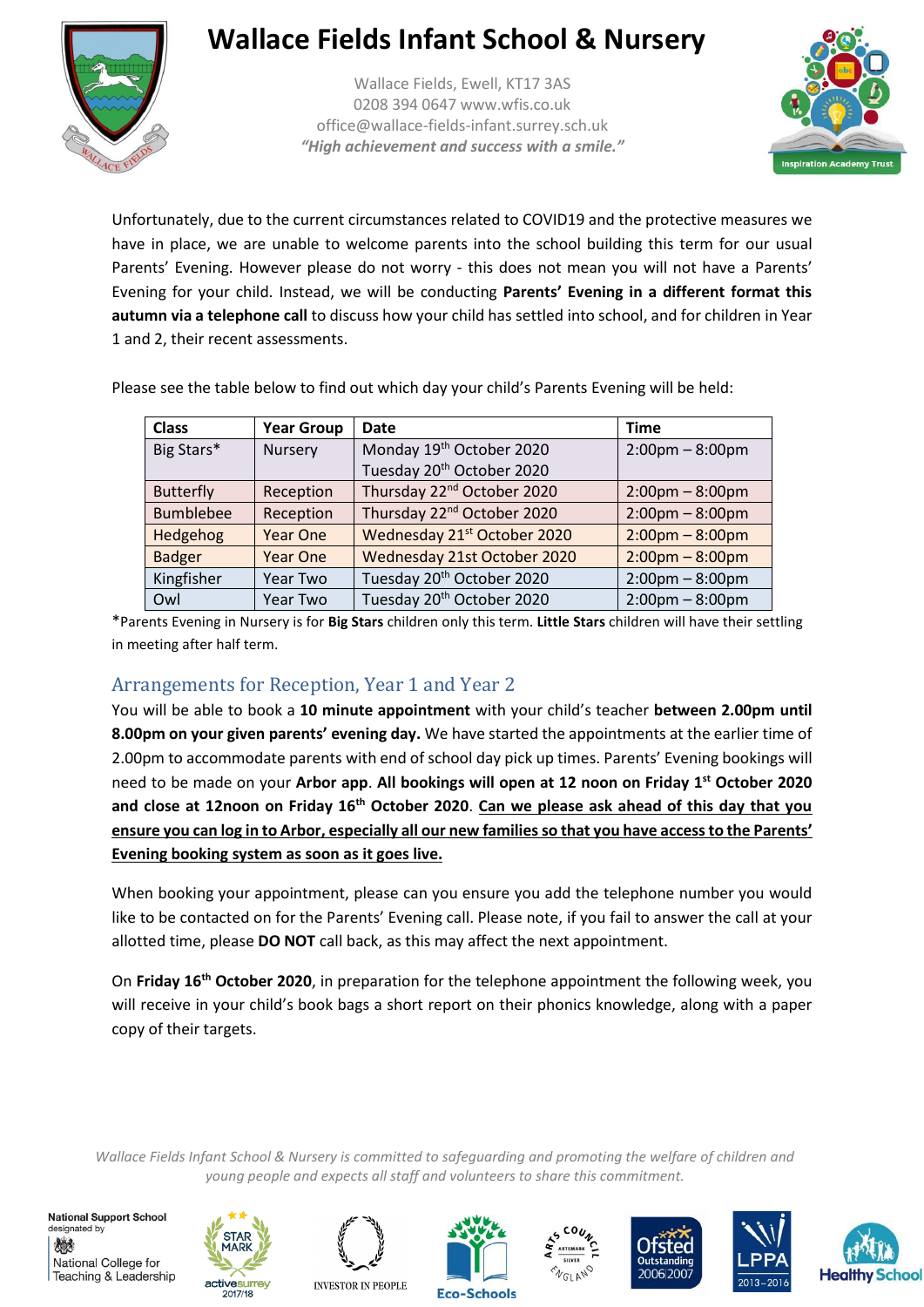# Wallace Fields Infant School & Nursery

Wallace Fields, Ewell, KT17 3AS
0208 394 0647 www.wfis.co.uk
office@wallace-fields-infant.surrey.sch.uk
*"High achievement and success with a smile."*

Unfortunately, due to the current circumstances related to COVID19 and the protective measures we have in place, we are unable to welcome parents into the school building this term for our usual Parents' Evening. However please do not worry - this does not mean you will not have a Parents' Evening for your child. Instead, we will be conducting **Parents' Evening in a different format this autumn via a telephone call** to discuss how your child has settled into school, and for children in Year 1 and 2, their recent assessments.

Please see the table below to find out which day your child's Parents Evening will be held:

| Class | Year Group | Date | Time |
|---|---|---|---|
| Big Stars* | Nursery | Monday 19th October 2020<br>Tuesday 20th October 2020 | 2:00pm – 8:00pm |
| Butterfly | Reception | Thursday 22nd October 2020 | 2:00pm – 8:00pm |
| Bumblebee | Reception | Thursday 22nd October 2020 | 2:00pm – 8:00pm |
| Hedgehog | Year One | Wednesday 21st October 2020 | 2:00pm – 8:00pm |
| Badger | Year One | Wednesday 21st October 2020 | 2:00pm – 8:00pm |
| Kingfisher | Year Two | Tuesday 20th October 2020 | 2:00pm – 8:00pm |
| Owl | Year Two | Tuesday 20th October 2020 | 2:00pm – 8:00pm |

*Parents Evening in Nursery is for **Big Stars** children only this term. **Little Stars** children will have their settling in meeting after half term.

## Arrangements for Reception, Year 1 and Year 2

You will be able to book a **10 minute appointment** with your child's teacher **between 2.00pm until 8.00pm on your given parents' evening day.** We have started the appointments at the earlier time of 2.00pm to accommodate parents with end of school day pick up times. Parents' Evening bookings will need to be made on your **Arbor app**. **All bookings will open at 12 noon on Friday 1st October 2020 and close at 12noon on Friday 16th October 2020**. **<u>Can we please ask ahead of this day that you ensure you can log in to Arbor, especially all our new families so that you have access to the Parents' Evening booking system as soon as it goes live.</u>**

When booking your appointment, please can you ensure you add the telephone number you would like to be contacted on for the Parents' Evening call. Please note, if you fail to answer the call at your allotted time, please **DO NOT** call back, as this may affect the next appointment.

On **Friday 16th October 2020**, in preparation for the telephone appointment the following week, you will receive in your child's book bags a short report on their phonics knowledge, along with a paper copy of their targets.

*Wallace Fields Infant School & Nursery is committed to safeguarding and promoting the welfare of children and young people and expects all staff and volunteers to share this commitment.*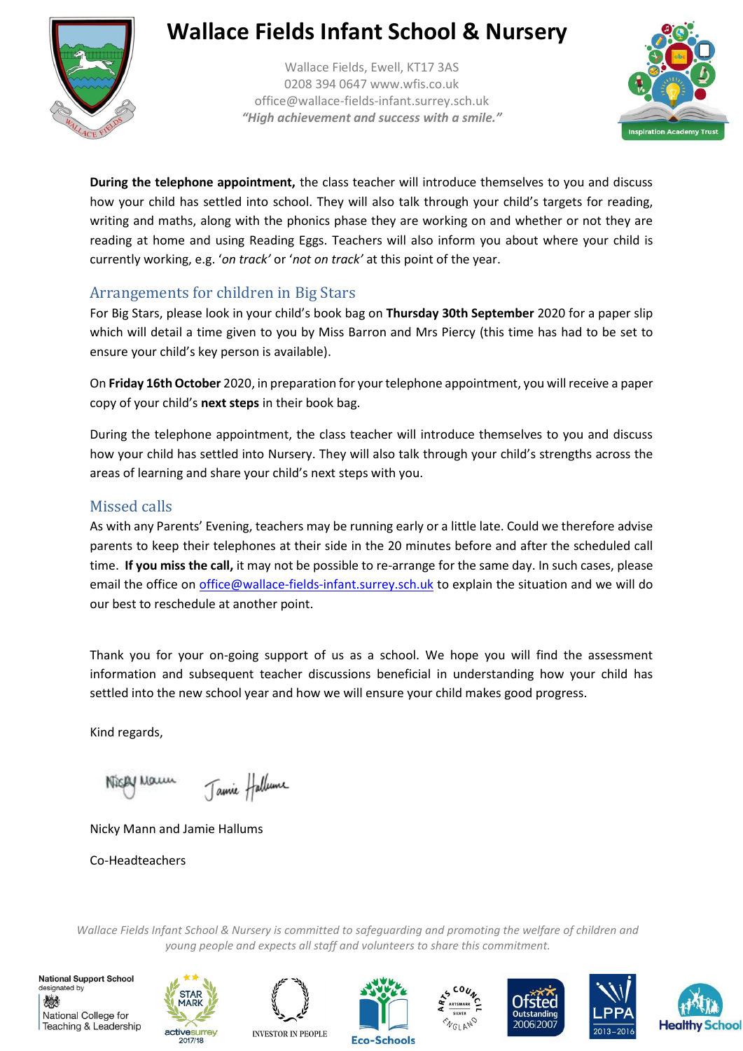**During the telephone appointment,** the class teacher will introduce themselves to you and discuss how your child has settled into school. They will also talk through your child's targets for reading, writing and maths, along with the phonics phase they are working on and whether or not they are reading at home and using Reading Eggs. Teachers will also inform you about where your child is currently working, e.g. '*on track*' or '*not on track*' at this point of the year.

## Arrangements for children in Big Stars

For Big Stars, please look in your child's book bag on **Thursday 30th September** 2020 for a paper slip which will detail a time given to you by Miss Barron and Mrs Piercy (this time has had to be set to ensure your child's key person is available).

On **Friday 16th October** 2020, in preparation for your telephone appointment, you will receive a paper copy of your child's **next steps** in their book bag.

During the telephone appointment, the class teacher will introduce themselves to you and discuss how your child has settled into Nursery. They will also talk through your child's strengths across the areas of learning and share your child's next steps with you.

## Missed calls

As with any Parents' Evening, teachers may be running early or a little late. Could we therefore advise parents to keep their telephones at their side in the 20 minutes before and after the scheduled call time. **If you miss the call,** it may not be possible to re-arrange for the same day. In such cases, please email the office on office@wallace-fields-infant.surrey.sch.uk to explain the situation and we will do our best to reschedule at another point.

Thank you for your on-going support of us as a school. We hope you will find the assessment information and subsequent teacher discussions beneficial in understanding how your child has settled into the new school year and how we will ensure your child makes good progress.

Kind regards,

Nicky Mann and Jamie Hallums

Co-Headteachers

*Wallace Fields Infant School & Nursery is committed to safeguarding and promoting the welfare of children and young people and expects all staff and volunteers to share this commitment.*